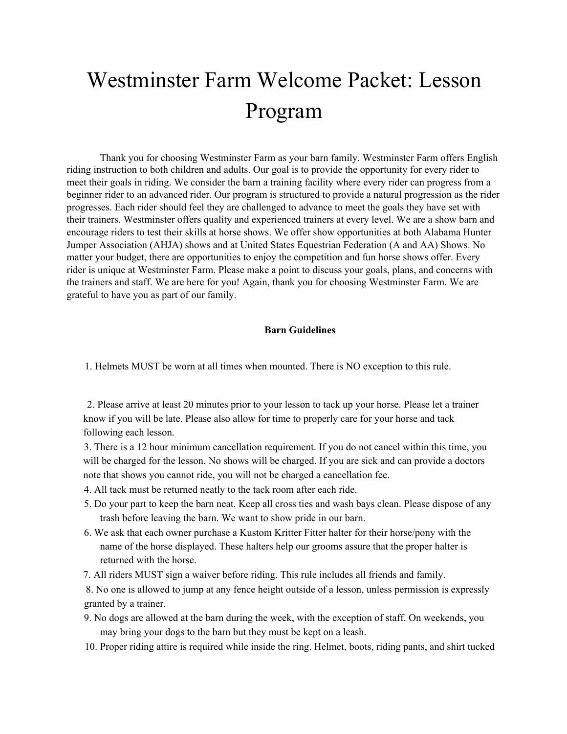# Westminster Farm Welcome Packet: Lesson Program

Thank you for choosing Westminster Farm as your barn family. Westminster Farm offers English riding instruction to both children and adults. Our goal is to provide the opportunity for every rider to meet their goals in riding. We consider the barn a training facility where every rider can progress from a beginner rider to an advanced rider. Our program is structured to provide a natural progression as the rider progresses. Each rider should feel they are challenged to advance to meet the goals they have set with their trainers. Westminster offers quality and experienced trainers at every level. We are a show barn and encourage riders to test their skills at horse shows. We offer show opportunities at both Alabama Hunter Jumper Association (AHJA) shows and at United States Equestrian Federation (A and AA) Shows. No matter your budget, there are opportunities to enjoy the competition and fun horse shows offer. Every rider is unique at Westminster Farm. Please make a point to discuss your goals, plans, and concerns with the trainers and staff. We are here for you! Again, thank you for choosing Westminster Farm. We are grateful to have you as part of our family.

**Barn Guidelines**

1. Helmets MUST be worn at all times when mounted. There is NO exception to this rule.
2. Please arrive at least 20 minutes prior to your lesson to tack up your horse. Please let a trainer know if you will be late. Please also allow for time to properly care for your horse and tack following each lesson.
3. There is a 12 hour minimum cancellation requirement. If you do not cancel within this time, you will be charged for the lesson. No shows will be charged. If you are sick and can provide a doctors note that shows you cannot ride, you will not be charged a cancellation fee.
4. All tack must be returned neatly to the tack room after each ride.
5. Do your part to keep the barn neat. Keep all cross ties and wash bays clean. Please dispose of any trash before leaving the barn. We want to show pride in our barn.
6. We ask that each owner purchase a Kustom Kritter Fitter halter for their horse/pony with the name of the horse displayed. These halters help our grooms assure that the proper halter is returned with the horse.
7. All riders MUST sign a waiver before riding. This rule includes all friends and family.
8. No one is allowed to jump at any fence height outside of a lesson, unless permission is expressly granted by a trainer.
9. No dogs are allowed at the barn during the week, with the exception of staff. On weekends, you may bring your dogs to the barn but they must be kept on a leash.
10. Proper riding attire is required while inside the ring. Helmet, boots, riding pants, and shirt tucked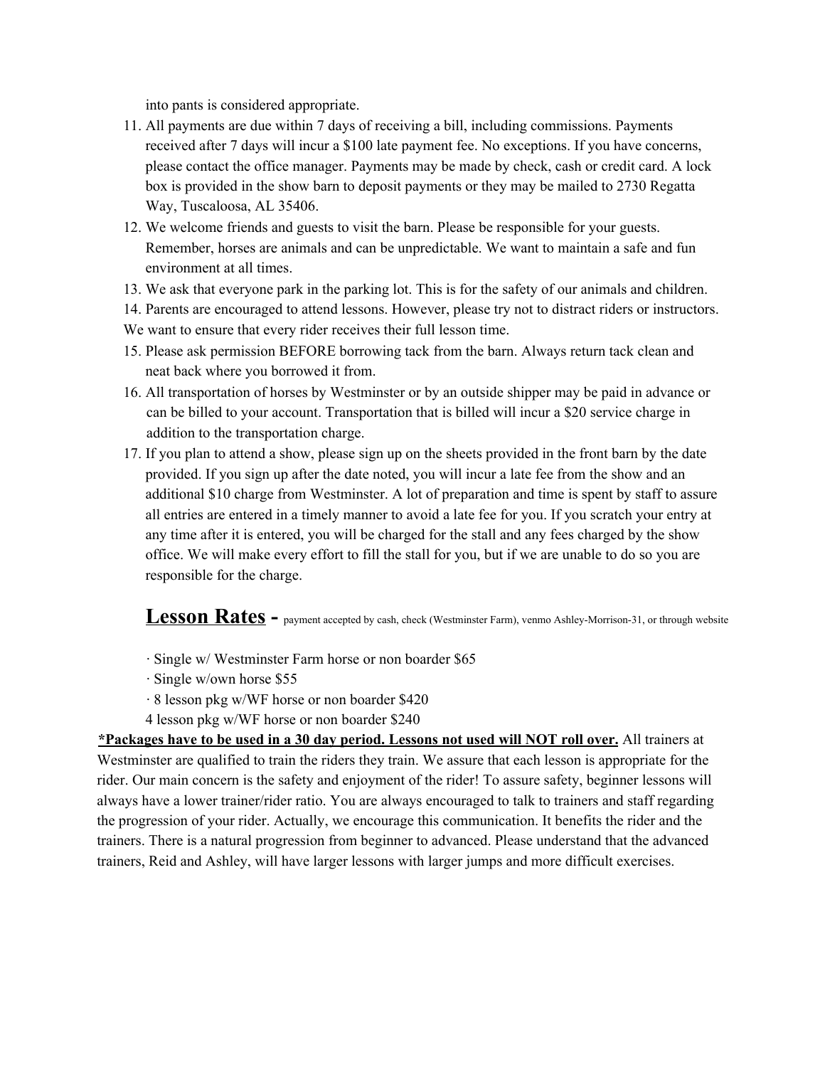into pants is considered appropriate.

11. All payments are due within 7 days of receiving a bill, including commissions. Payments received after 7 days will incur a $100 late payment fee. No exceptions. If you have concerns, please contact the office manager. Payments may be made by check, cash or credit card. A lock box is provided in the show barn to deposit payments or they may be mailed to 2730 Regatta Way, Tuscaloosa, AL 35406.
12. We welcome friends and guests to visit the barn. Please be responsible for your guests. Remember, horses are animals and can be unpredictable. We want to maintain a safe and fun environment at all times.
13. We ask that everyone park in the parking lot. This is for the safety of our animals and children.
14. Parents are encouraged to attend lessons. However, please try not to distract riders or instructors. We want to ensure that every rider receives their full lesson time.
15. Please ask permission BEFORE borrowing tack from the barn. Always return tack clean and neat back where you borrowed it from.
16. All transportation of horses by Westminster or by an outside shipper may be paid in advance or can be billed to your account. Transportation that is billed will incur a $20 service charge in addition to the transportation charge.
17. If you plan to attend a show, please sign up on the sheets provided in the front barn by the date provided. If you sign up after the date noted, you will incur a late fee from the show and an additional $10 charge from Westminster. A lot of preparation and time is spent by staff to assure all entries are entered in a timely manner to avoid a late fee for you. If you scratch your entry at any time after it is entered, you will be charged for the stall and any fees charged by the show office. We will make every effort to fill the stall for you, but if we are unable to do so you are responsible for the charge.

## Lesson Rates - payment accepted by cash, check (Westminster Farm), venmo Ashley-Morrison-31, or through website

- Single w/ Westminster Farm horse or non boarder $65
- Single w/own horse $55
- 8 lesson pkg w/WF horse or non boarder $420
- 4 lesson pkg w/WF horse or non boarder $240

**<u>*Packages have to be used in a 30 day period. Lessons not used will NOT roll over.</u>** All trainers at Westminster are qualified to train the riders they train. We assure that each lesson is appropriate for the rider. Our main concern is the safety and enjoyment of the rider! To assure safety, beginner lessons will always have a lower trainer/rider ratio. You are always encouraged to talk to trainers and staff regarding the progression of your rider. Actually, we encourage this communication. It benefits the rider and the trainers. There is a natural progression from beginner to advanced. Please understand that the advanced trainers, Reid and Ashley, will have larger lessons with larger jumps and more difficult exercises.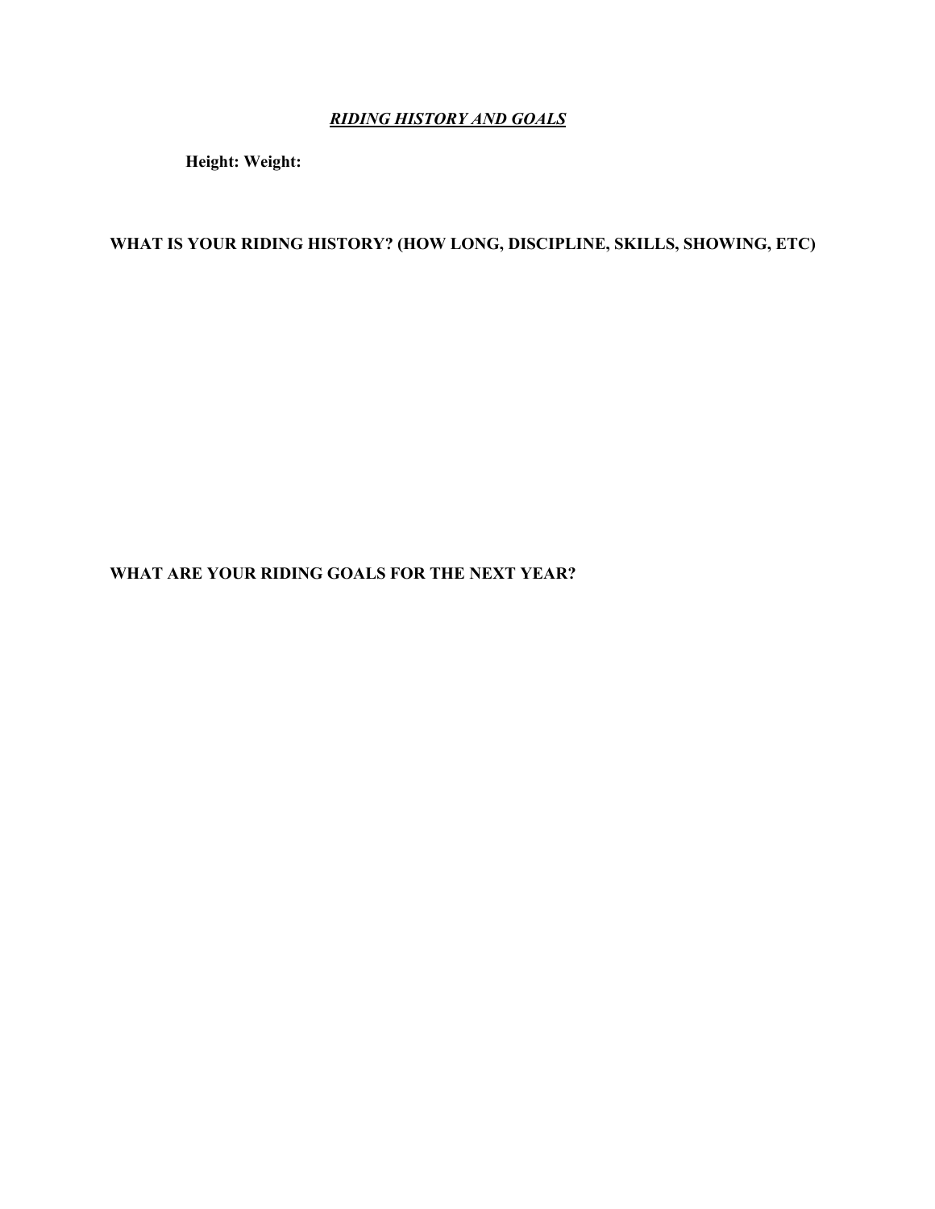# ***RIDING HISTORY AND GOALS***

**Height: Weight:**

**WHAT IS YOUR RIDING HISTORY? (HOW LONG, DISCIPLINE, SKILLS, SHOWING, ETC)**

**WHAT ARE YOUR RIDING GOALS FOR THE NEXT YEAR?**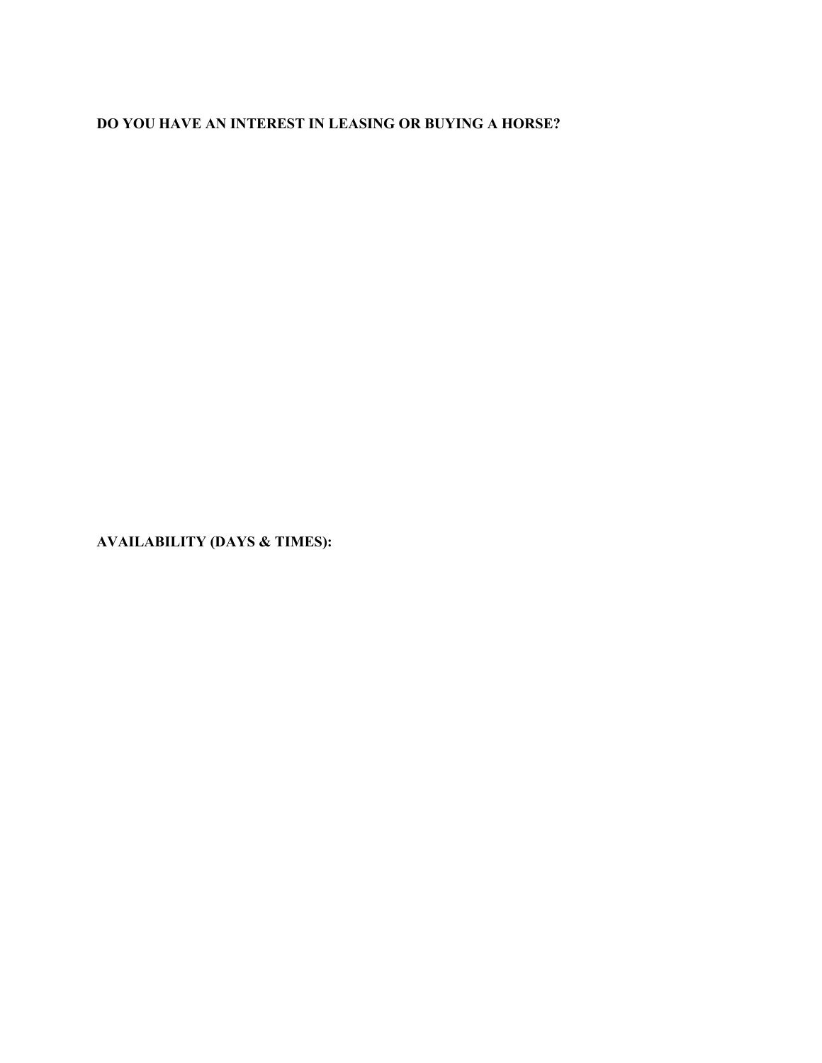**DO YOU HAVE AN INTEREST IN LEASING OR BUYING A HORSE?**

**AVAILABILITY (DAYS & TIMES):**